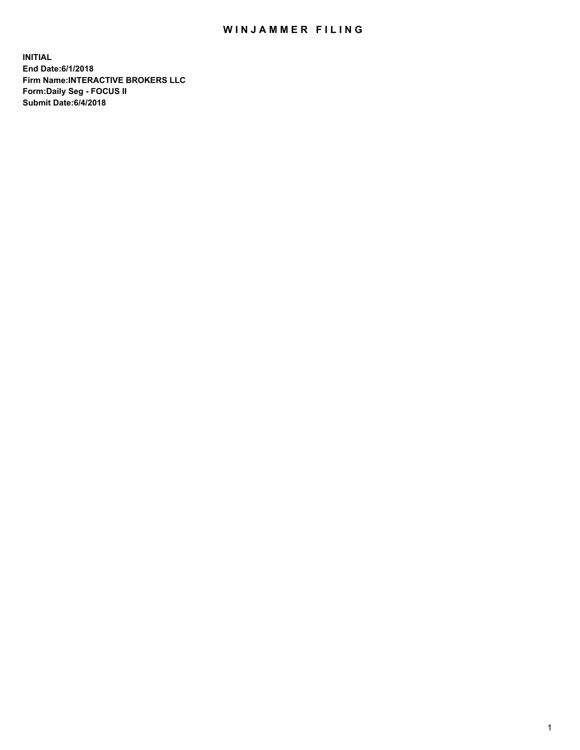# WINJAMMER FILING

**INITIAL**
**End Date:6/1/2018**
**Firm Name:INTERACTIVE BROKERS LLC**
**Form:Daily Seg - FOCUS II**
**Submit Date:6/4/2018**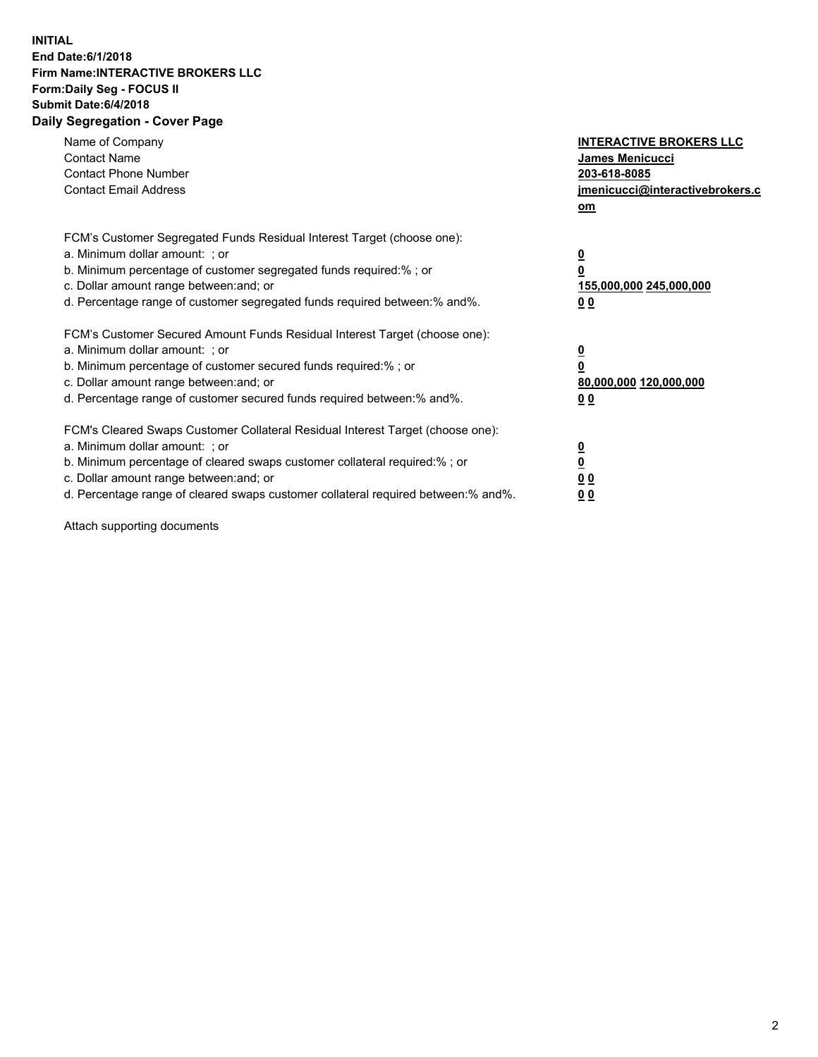**INITIAL**
**End Date:6/1/2018**
**Firm Name:INTERACTIVE BROKERS LLC**
**Form:Daily Seg - FOCUS II**
**Submit Date:6/4/2018**
**Daily Segregation - Cover Page**

| | |
|---|---|
| Name of Company | **INTERACTIVE BROKERS LLC** |
| Contact Name | **James Menicucci** |
| Contact Phone Number | **203-618-8085** |
| Contact Email Address | **jmenicucci@interactivebrokers.com** |

FCM's Customer Segregated Funds Residual Interest Target (choose one):

| | |
|---|---|
| a. Minimum dollar amount: ; or | **0** |
| b. Minimum percentage of customer segregated funds required:% ; or | **0** |
| c. Dollar amount range between:and; or | **155,000,000 245,000,000** |
| d. Percentage range of customer segregated funds required between:% and%. | **0 0** |

FCM's Customer Secured Amount Funds Residual Interest Target (choose one):

| | |
|---|---|
| a. Minimum dollar amount: ; or | **0** |
| b. Minimum percentage of customer secured funds required:% ; or | **0** |
| c. Dollar amount range between:and; or | **80,000,000 120,000,000** |
| d. Percentage range of customer secured funds required between:% and%. | **0 0** |

FCM's Cleared Swaps Customer Collateral Residual Interest Target (choose one):

| | |
|---|---|
| a. Minimum dollar amount: ; or | **0** |
| b. Minimum percentage of cleared swaps customer collateral required:% ; or | **0** |
| c. Dollar amount range between:and; or | **0 0** |
| d. Percentage range of cleared swaps customer collateral required between:% and%. | **0 0** |

Attach supporting documents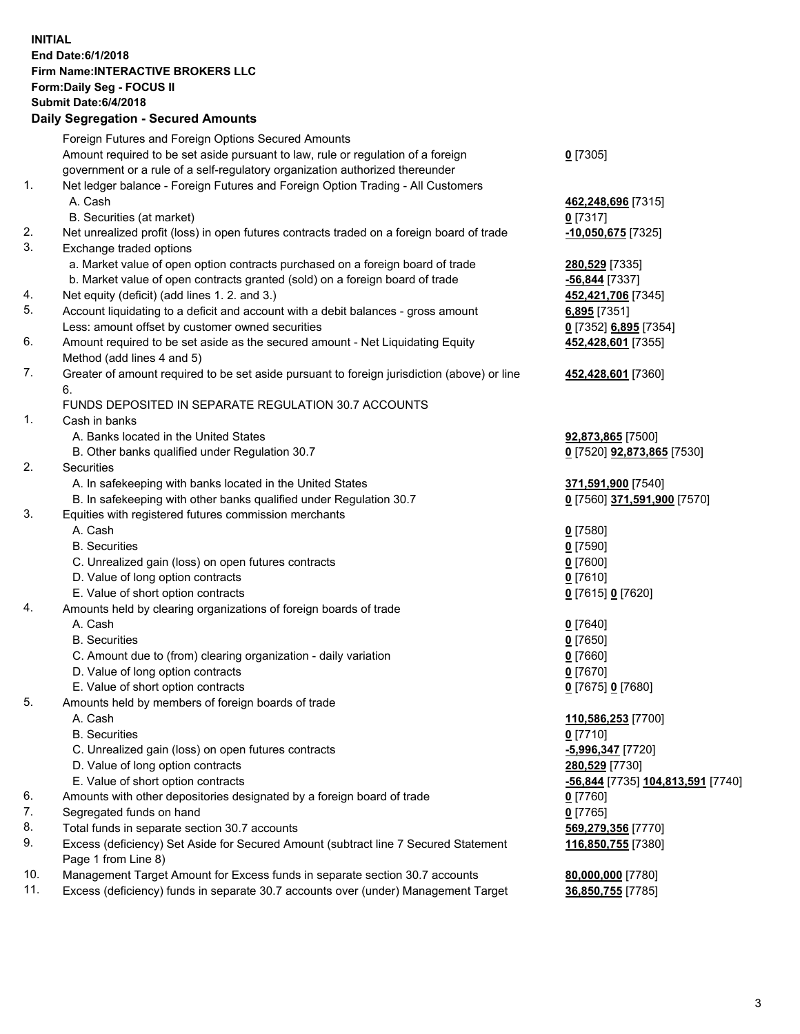**INITIAL**
**End Date:6/1/2018**
**Firm Name:INTERACTIVE BROKERS LLC**
**Form:Daily Seg - FOCUS II**
**Submit Date:6/4/2018**
**Daily Segregation - Secured Amounts**

| | | |
|---|---|---|
| | Foreign Futures and Foreign Options Secured Amounts | |
| | Amount required to be set aside pursuant to law, rule or regulation of a foreign government or a rule of a self-regulatory organization authorized thereunder | **0** [7305] |
| 1. | Net ledger balance - Foreign Futures and Foreign Option Trading - All Customers | |
| | A. Cash | **462,248,696** [7315] |
| | B. Securities (at market) | **0** [7317] |
| 2. | Net unrealized profit (loss) in open futures contracts traded on a foreign board of trade | **-10,050,675** [7325] |
| 3. | Exchange traded options | |
| | a. Market value of open option contracts purchased on a foreign board of trade | **280,529** [7335] |
| | b. Market value of open contracts granted (sold) on a foreign board of trade | **-56,844** [7337] |
| 4. | Net equity (deficit) (add lines 1. 2. and 3.) | **452,421,706** [7345] |
| 5. | Account liquidating to a deficit and account with a debit balances - gross amount | **6,895** [7351] |
| | Less: amount offset by customer owned securities | **0** [7352] **6,895** [7354] |
| 6. | Amount required to be set aside as the secured amount - Net Liquidating Equity Method (add lines 4 and 5) | **452,428,601** [7355] |
| 7. | Greater of amount required to be set aside pursuant to foreign jurisdiction (above) or line 6. | **452,428,601** [7360] |
| | FUNDS DEPOSITED IN SEPARATE REGULATION 30.7 ACCOUNTS | |
| 1. | Cash in banks | |
| | A. Banks located in the United States | **92,873,865** [7500] |
| | B. Other banks qualified under Regulation 30.7 | **0** [7520] **92,873,865** [7530] |
| 2. | Securities | |
| | A. In safekeeping with banks located in the United States | **371,591,900** [7540] |
| | B. In safekeeping with other banks qualified under Regulation 30.7 | **0** [7560] **371,591,900** [7570] |
| 3. | Equities with registered futures commission merchants | |
| | A. Cash | **0** [7580] |
| | B. Securities | **0** [7590] |
| | C. Unrealized gain (loss) on open futures contracts | **0** [7600] |
| | D. Value of long option contracts | **0** [7610] |
| | E. Value of short option contracts | **0** [7615] **0** [7620] |
| 4. | Amounts held by clearing organizations of foreign boards of trade | |
| | A. Cash | **0** [7640] |
| | B. Securities | **0** [7650] |
| | C. Amount due to (from) clearing organization - daily variation | **0** [7660] |
| | D. Value of long option contracts | **0** [7670] |
| | E. Value of short option contracts | **0** [7675] **0** [7680] |
| 5. | Amounts held by members of foreign boards of trade | |
| | A. Cash | **110,586,253** [7700] |
| | B. Securities | **0** [7710] |
| | C. Unrealized gain (loss) on open futures contracts | **-5,996,347** [7720] |
| | D. Value of long option contracts | **280,529** [7730] |
| | E. Value of short option contracts | **-56,844** [7735] **104,813,591** [7740] |
| 6. | Amounts with other depositories designated by a foreign board of trade | **0** [7760] |
| 7. | Segregated funds on hand | **0** [7765] |
| 8. | Total funds in separate section 30.7 accounts | **569,279,356** [7770] |
| 9. | Excess (deficiency) Set Aside for Secured Amount (subtract line 7 Secured Statement Page 1 from Line 8) | **116,850,755** [7380] |
| 10. | Management Target Amount for Excess funds in separate section 30.7 accounts | **80,000,000** [7780] |
| 11. | Excess (deficiency) funds in separate 30.7 accounts over (under) Management Target | **36,850,755** [7785] |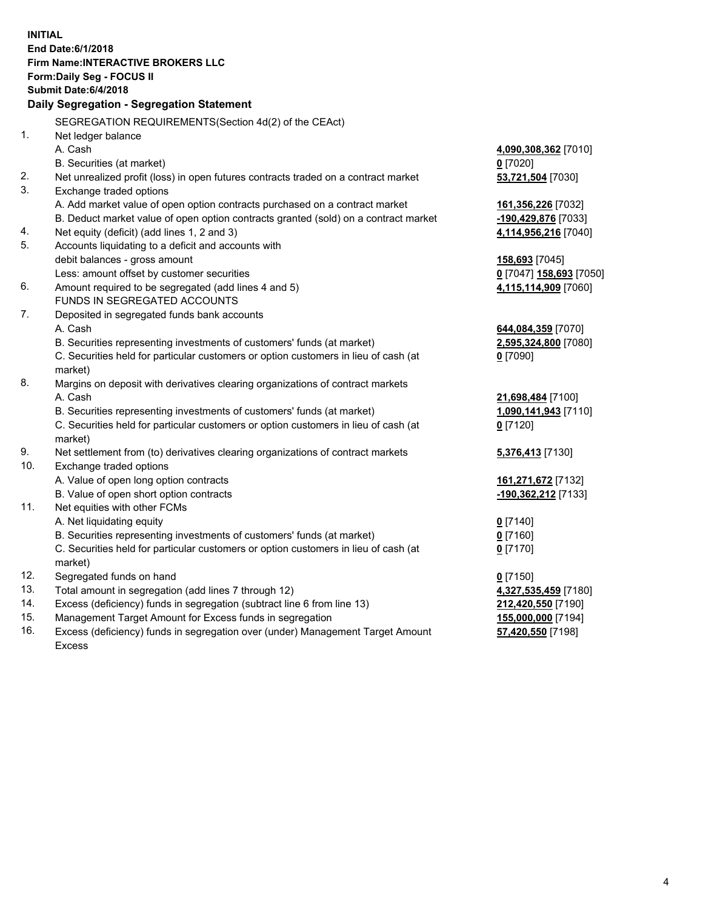**INITIAL**
**End Date:6/1/2018**
**Firm Name:INTERACTIVE BROKERS LLC**
**Form:Daily Seg - FOCUS II**
**Submit Date:6/4/2018**

### Daily Segregation - Segregation Statement

SEGREGATION REQUIREMENTS(Section 4d(2) of the CEAct)

| | | |
|---|---|---|
| 1. | Net ledger balance | |
| | A. Cash | **4,090,308,362** [7010] |
| | B. Securities (at market) | **0** [7020] |
| 2. | Net unrealized profit (loss) in open futures contracts traded on a contract market | **53,721,504** [7030] |
| 3. | Exchange traded options | |
| | A. Add market value of open option contracts purchased on a contract market | **161,356,226** [7032] |
| | B. Deduct market value of open option contracts granted (sold) on a contract market | **-190,429,876** [7033] |
| 4. | Net equity (deficit) (add lines 1, 2 and 3) | **4,114,956,216** [7040] |
| 5. | Accounts liquidating to a deficit and accounts with debit balances - gross amount | **158,693** [7045] |
| | Less: amount offset by customer securities | **0** [7047] **158,693** [7050] |
| 6. | Amount required to be segregated (add lines 4 and 5) | **4,115,114,909** [7060] |
| | FUNDS IN SEGREGATED ACCOUNTS | |
| 7. | Deposited in segregated funds bank accounts | |
| | A. Cash | **644,084,359** [7070] |
| | B. Securities representing investments of customers' funds (at market) | **2,595,324,800** [7080] |
| | C. Securities held for particular customers or option customers in lieu of cash (at market) | **0** [7090] |
| 8. | Margins on deposit with derivatives clearing organizations of contract markets | |
| | A. Cash | **21,698,484** [7100] |
| | B. Securities representing investments of customers' funds (at market) | **1,090,141,943** [7110] |
| | C. Securities held for particular customers or option customers in lieu of cash (at market) | **0** [7120] |
| 9. | Net settlement from (to) derivatives clearing organizations of contract markets | **5,376,413** [7130] |
| 10. | Exchange traded options | |
| | A. Value of open long option contracts | **161,271,672** [7132] |
| | B. Value of open short option contracts | **-190,362,212** [7133] |
| 11. | Net equities with other FCMs | |
| | A. Net liquidating equity | **0** [7140] |
| | B. Securities representing investments of customers' funds (at market) | **0** [7160] |
| | C. Securities held for particular customers or option customers in lieu of cash (at market) | **0** [7170] |
| 12. | Segregated funds on hand | **0** [7150] |
| 13. | Total amount in segregation (add lines 7 through 12) | **4,327,535,459** [7180] |
| 14. | Excess (deficiency) funds in segregation (subtract line 6 from line 13) | **212,420,550** [7190] |
| 15. | Management Target Amount for Excess funds in segregation | **155,000,000** [7194] |
| 16. | Excess (deficiency) funds in segregation over (under) Management Target Amount Excess | **57,420,550** [7198] |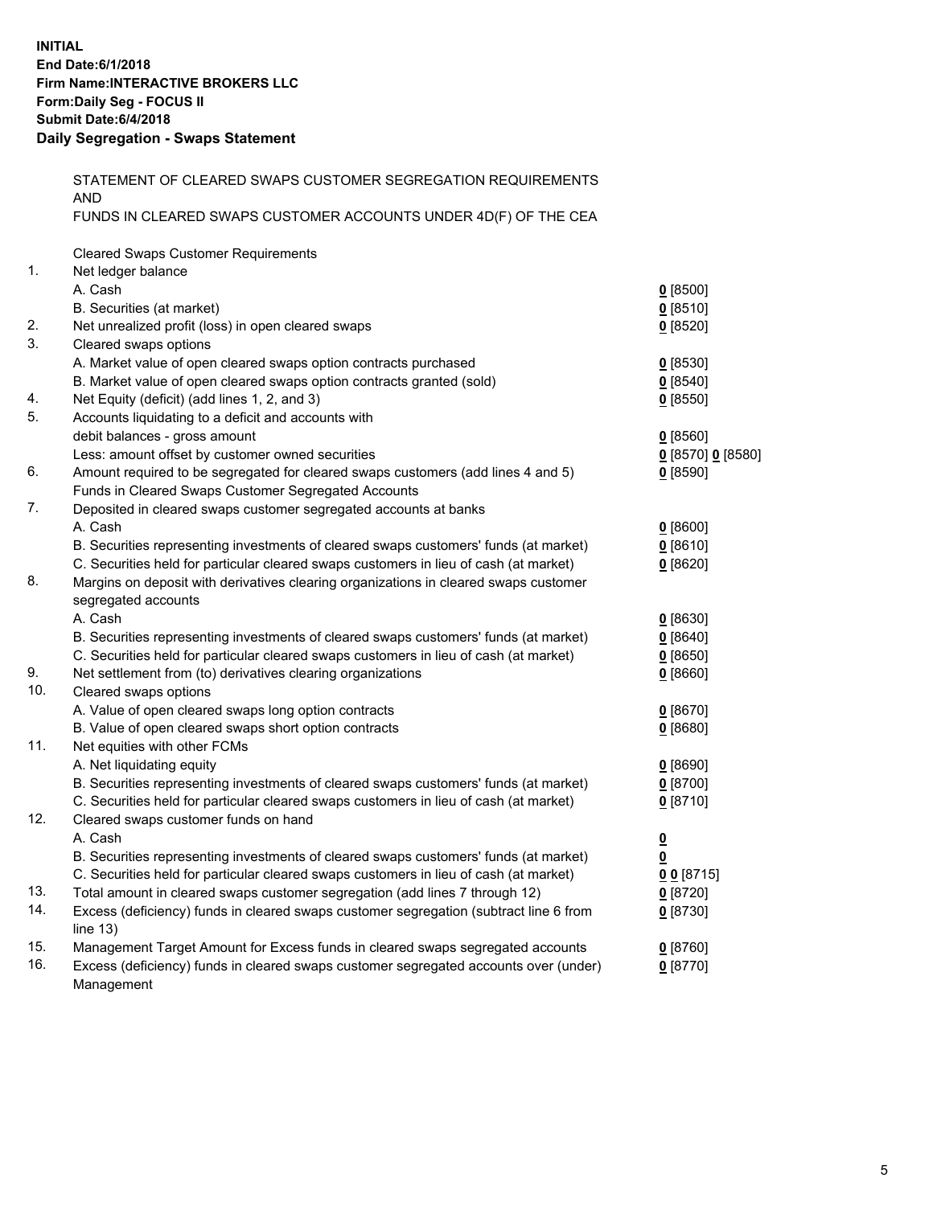**INITIAL**
**End Date:6/1/2018**
**Firm Name:INTERACTIVE BROKERS LLC**
**Form:Daily Seg - FOCUS II**
**Submit Date:6/4/2018**
**Daily Segregation - Swaps Statement**

STATEMENT OF CLEARED SWAPS CUSTOMER SEGREGATION REQUIREMENTS AND FUNDS IN CLEARED SWAPS CUSTOMER ACCOUNTS UNDER 4D(F) OF THE CEA

| | | |
|---|---|---|
| | Cleared Swaps Customer Requirements | |
| 1. | Net ledger balance | |
| | A. Cash | 0 [8500] |
| | B. Securities (at market) | 0 [8510] |
| 2. | Net unrealized profit (loss) in open cleared swaps | 0 [8520] |
| 3. | Cleared swaps options | |
| | A. Market value of open cleared swaps option contracts purchased | 0 [8530] |
| | B. Market value of open cleared swaps option contracts granted (sold) | 0 [8540] |
| 4. | Net Equity (deficit) (add lines 1, 2, and 3) | 0 [8550] |
| 5. | Accounts liquidating to a deficit and accounts with debit balances - gross amount | 0 [8560] |
| | Less: amount offset by customer owned securities | 0 [8570] 0 [8580] |
| 6. | Amount required to be segregated for cleared swaps customers (add lines 4 and 5) | 0 [8590] |
| | Funds in Cleared Swaps Customer Segregated Accounts | |
| 7. | Deposited in cleared swaps customer segregated accounts at banks | |
| | A. Cash | 0 [8600] |
| | B. Securities representing investments of cleared swaps customers' funds (at market) | 0 [8610] |
| | C. Securities held for particular cleared swaps customers in lieu of cash (at market) | 0 [8620] |
| 8. | Margins on deposit with derivatives clearing organizations in cleared swaps customer segregated accounts | |
| | A. Cash | 0 [8630] |
| | B. Securities representing investments of cleared swaps customers' funds (at market) | 0 [8640] |
| | C. Securities held for particular cleared swaps customers in lieu of cash (at market) | 0 [8650] |
| 9. | Net settlement from (to) derivatives clearing organizations | 0 [8660] |
| 10. | Cleared swaps options | |
| | A. Value of open cleared swaps long option contracts | 0 [8670] |
| | B. Value of open cleared swaps short option contracts | 0 [8680] |
| 11. | Net equities with other FCMs | |
| | A. Net liquidating equity | 0 [8690] |
| | B. Securities representing investments of cleared swaps customers' funds (at market) | 0 [8700] |
| | C. Securities held for particular cleared swaps customers in lieu of cash (at market) | 0 [8710] |
| 12. | Cleared swaps customer funds on hand | |
| | A. Cash | 0 |
| | B. Securities representing investments of cleared swaps customers' funds (at market) | 0 |
| | C. Securities held for particular cleared swaps customers in lieu of cash (at market) | 0 0 [8715] |
| 13. | Total amount in cleared swaps customer segregation (add lines 7 through 12) | 0 [8720] |
| 14. | Excess (deficiency) funds in cleared swaps customer segregation (subtract line 6 from line 13) | 0 [8730] |
| 15. | Management Target Amount for Excess funds in cleared swaps segregated accounts | 0 [8760] |
| 16. | Excess (deficiency) funds in cleared swaps customer segregated accounts over (under) Management | 0 [8770] |